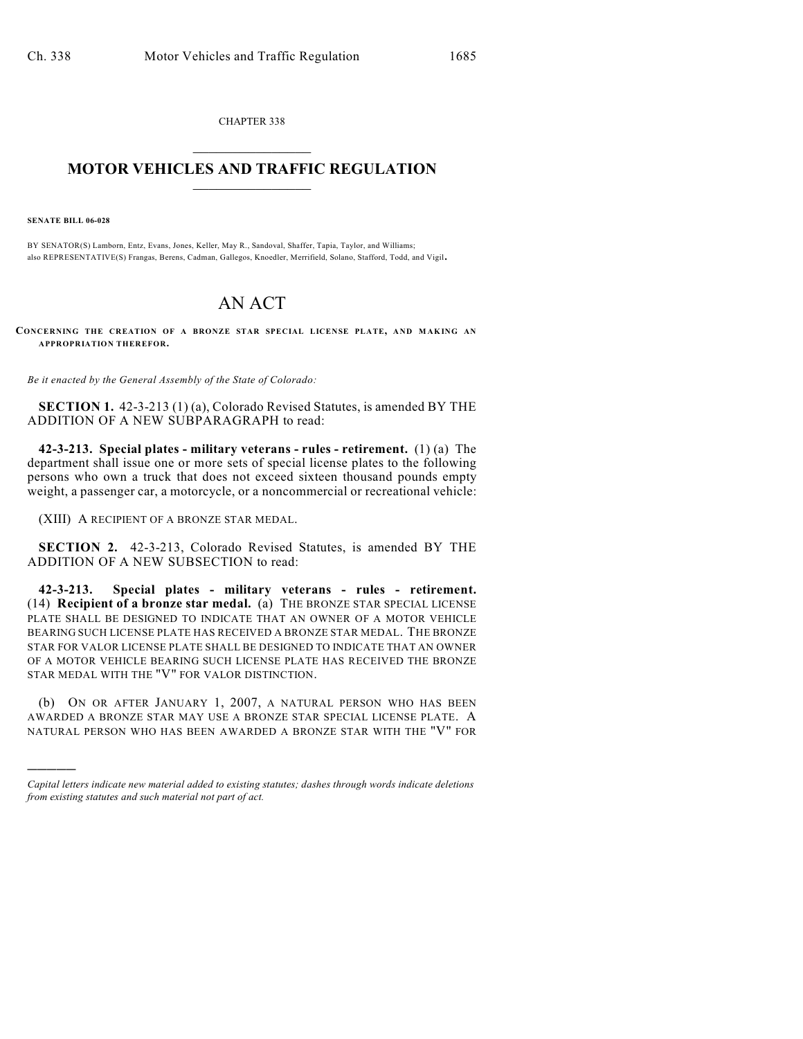CHAPTER 338

# MOTOR VEHICLES AND TRAFFIC REGULATION

**SENATE BILL 06-028**

BY SENATOR(S) Lamborn, Entz, Evans, Jones, Keller, May R., Sandoval, Shaffer, Tapia, Taylor, and Williams;
also REPRESENTATIVE(S) Frangas, Berens, Cadman, Gallegos, Knoedler, Merrifield, Solano, Stafford, Todd, and Vigil.

# AN ACT

**CONCERNING THE CREATION OF A BRONZE STAR SPECIAL LICENSE PLATE, AND MAKING AN APPROPRIATION THEREFOR.**

*Be it enacted by the General Assembly of the State of Colorado:*

**SECTION 1.** 42-3-213 (1) (a), Colorado Revised Statutes, is amended BY THE ADDITION OF A NEW SUBPARAGRAPH to read:

**42-3-213. Special plates - military veterans - rules - retirement.** (1) (a) The department shall issue one or more sets of special license plates to the following persons who own a truck that does not exceed sixteen thousand pounds empty weight, a passenger car, a motorcycle, or a noncommercial or recreational vehicle:

(XIII) A RECIPIENT OF A BRONZE STAR MEDAL.

**SECTION 2.** 42-3-213, Colorado Revised Statutes, is amended BY THE ADDITION OF A NEW SUBSECTION to read:

**42-3-213. Special plates - military veterans - rules - retirement.** (14) **Recipient of a bronze star medal.** (a) THE BRONZE STAR SPECIAL LICENSE PLATE SHALL BE DESIGNED TO INDICATE THAT AN OWNER OF A MOTOR VEHICLE BEARING SUCH LICENSE PLATE HAS RECEIVED A BRONZE STAR MEDAL. THE BRONZE STAR FOR VALOR LICENSE PLATE SHALL BE DESIGNED TO INDICATE THAT AN OWNER OF A MOTOR VEHICLE BEARING SUCH LICENSE PLATE HAS RECEIVED THE BRONZE STAR MEDAL WITH THE "V" FOR VALOR DISTINCTION.

(b) ON OR AFTER JANUARY 1, 2007, A NATURAL PERSON WHO HAS BEEN AWARDED A BRONZE STAR MAY USE A BRONZE STAR SPECIAL LICENSE PLATE. A NATURAL PERSON WHO HAS BEEN AWARDED A BRONZE STAR WITH THE "V" FOR

*Capital letters indicate new material added to existing statutes; dashes through words indicate deletions from existing statutes and such material not part of act.*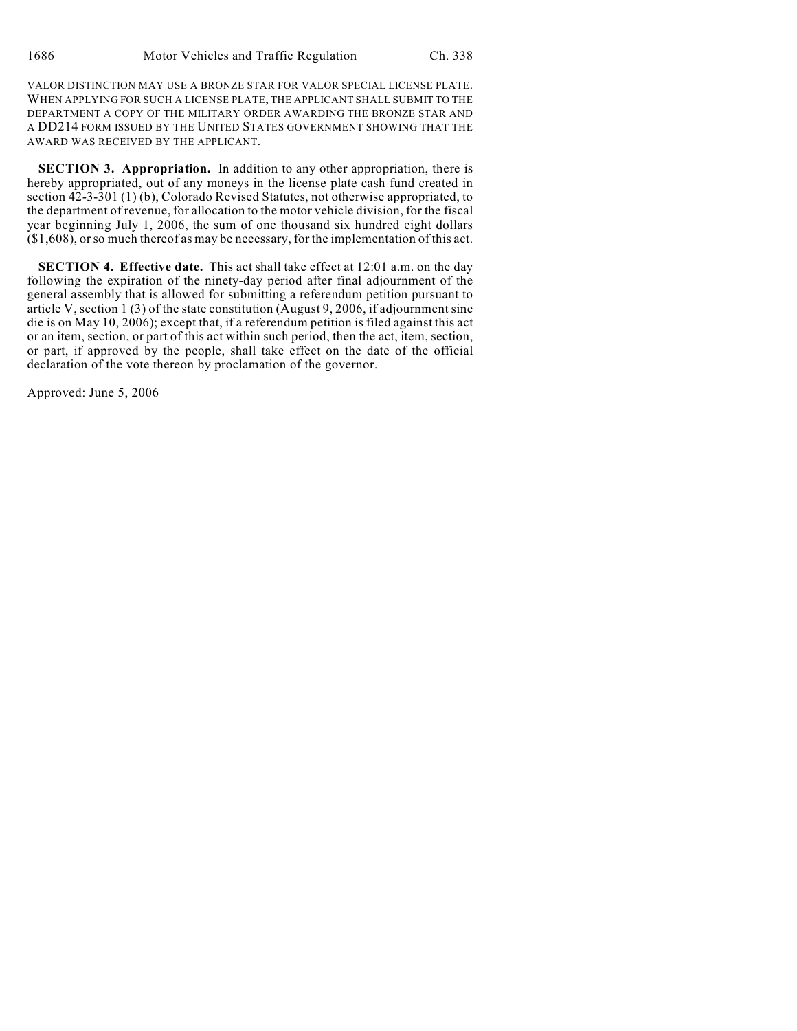VALOR DISTINCTION MAY USE A BRONZE STAR FOR VALOR SPECIAL LICENSE PLATE. WHEN APPLYING FOR SUCH A LICENSE PLATE, THE APPLICANT SHALL SUBMIT TO THE DEPARTMENT A COPY OF THE MILITARY ORDER AWARDING THE BRONZE STAR AND A DD214 FORM ISSUED BY THE UNITED STATES GOVERNMENT SHOWING THAT THE AWARD WAS RECEIVED BY THE APPLICANT.

**SECTION 3. Appropriation.** In addition to any other appropriation, there is hereby appropriated, out of any moneys in the license plate cash fund created in section 42-3-301 (1) (b), Colorado Revised Statutes, not otherwise appropriated, to the department of revenue, for allocation to the motor vehicle division, for the fiscal year beginning July 1, 2006, the sum of one thousand six hundred eight dollars ($1,608), or so much thereof as may be necessary, for the implementation of this act.

**SECTION 4. Effective date.** This act shall take effect at 12:01 a.m. on the day following the expiration of the ninety-day period after final adjournment of the general assembly that is allowed for submitting a referendum petition pursuant to article V, section 1 (3) of the state constitution (August 9, 2006, if adjournment sine die is on May 10, 2006); except that, if a referendum petition is filed against this act or an item, section, or part of this act within such period, then the act, item, section, or part, if approved by the people, shall take effect on the date of the official declaration of the vote thereon by proclamation of the governor.

Approved: June 5, 2006